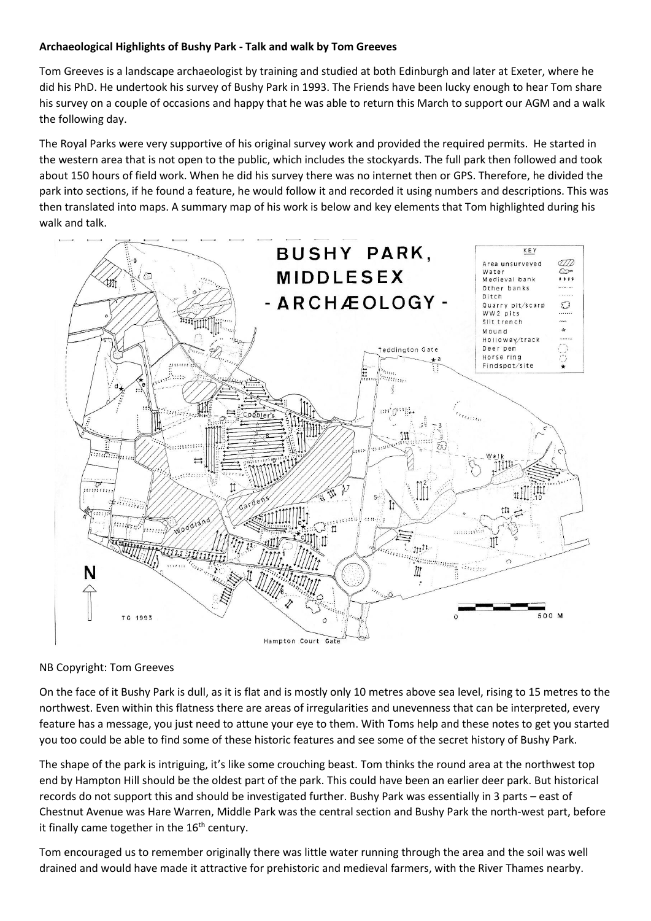**Archaeological Highlights of Bushy Park - Talk and walk by Tom Greeves**

Tom Greeves is a landscape archaeologist by training and studied at both Edinburgh and later at Exeter, where he did his PhD. He undertook his survey of Bushy Park in 1993. The Friends have been lucky enough to hear Tom share his survey on a couple of occasions and happy that he was able to return this March to support our AGM and a walk the following day.

The Royal Parks were very supportive of his original survey work and provided the required permits. He started in the western area that is not open to the public, which includes the stockyards. The full park then followed and took about 150 hours of field work. When he did his survey there was no internet then or GPS. Therefore, he divided the park into sections, if he found a feature, he would follow it and recorded it using numbers and descriptions. This was then translated into maps. A summary map of his work is below and key elements that Tom highlighted during his walk and talk.

NB Copyright: Tom Greeves

On the face of it Bushy Park is dull, as it is flat and is mostly only 10 metres above sea level, rising to 15 metres to the northwest. Even within this flatness there are areas of irregularities and unevenness that can be interpreted, every feature has a message, you just need to attune your eye to them. With Toms help and these notes to get you started you too could be able to find some of these historic features and see some of the secret history of Bushy Park.

The shape of the park is intriguing, it's like some crouching beast. Tom thinks the round area at the northwest top end by Hampton Hill should be the oldest part of the park. This could have been an earlier deer park. But historical records do not support this and should be investigated further. Bushy Park was essentially in 3 parts – east of Chestnut Avenue was Hare Warren, Middle Park was the central section and Bushy Park the north-west part, before it finally came together in the 16th century.

Tom encouraged us to remember originally there was little water running through the area and the soil was well drained and would have made it attractive for prehistoric and medieval farmers, with the River Thames nearby.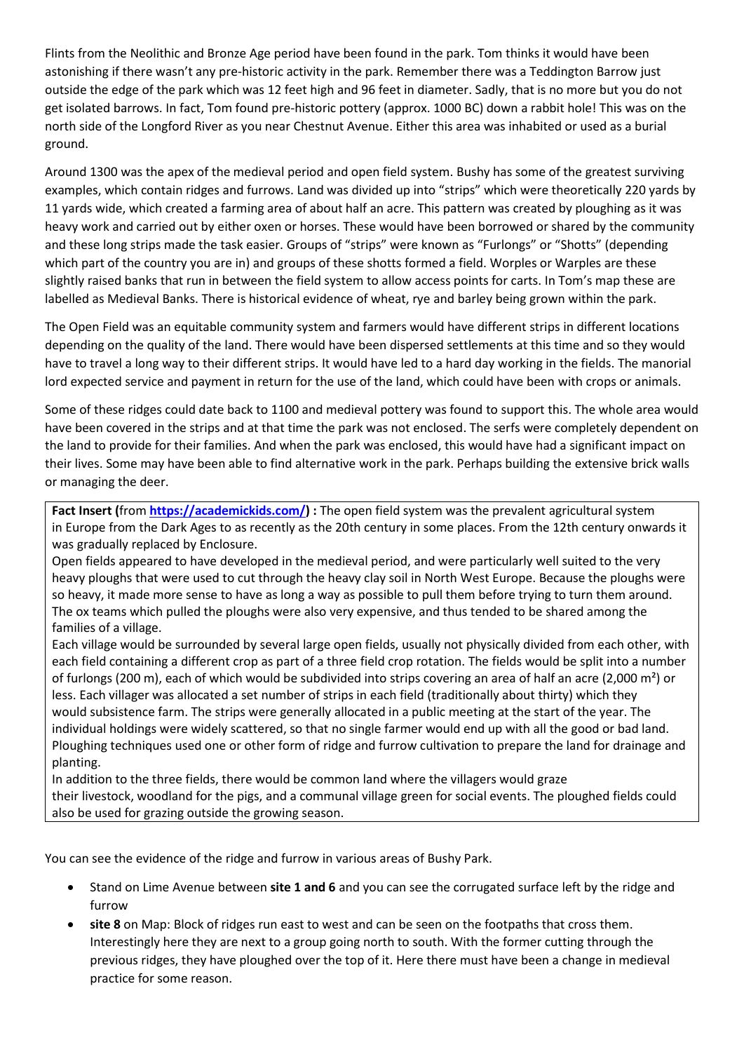Flints from the Neolithic and Bronze Age period have been found in the park. Tom thinks it would have been astonishing if there wasn't any pre-historic activity in the park. Remember there was a Teddington Barrow just outside the edge of the park which was 12 feet high and 96 feet in diameter. Sadly, that is no more but you do not get isolated barrows. In fact, Tom found pre-historic pottery (approx. 1000 BC) down a rabbit hole! This was on the north side of the Longford River as you near Chestnut Avenue. Either this area was inhabited or used as a burial ground.

Around 1300 was the apex of the medieval period and open field system. Bushy has some of the greatest surviving examples, which contain ridges and furrows. Land was divided up into "strips" which were theoretically 220 yards by 11 yards wide, which created a farming area of about half an acre. This pattern was created by ploughing as it was heavy work and carried out by either oxen or horses. These would have been borrowed or shared by the community and these long strips made the task easier. Groups of "strips" were known as "Furlongs" or "Shotts" (depending which part of the country you are in) and groups of these shotts formed a field. Worples or Warples are these slightly raised banks that run in between the field system to allow access points for carts. In Tom's map these are labelled as Medieval Banks. There is historical evidence of wheat, rye and barley being grown within the park.

The Open Field was an equitable community system and farmers would have different strips in different locations depending on the quality of the land. There would have been dispersed settlements at this time and so they would have to travel a long way to their different strips. It would have led to a hard day working in the fields. The manorial lord expected service and payment in return for the use of the land, which could have been with crops or animals.

Some of these ridges could date back to 1100 and medieval pottery was found to support this. The whole area would have been covered in the strips and at that time the park was not enclosed. The serfs were completely dependent on the land to provide for their families. And when the park was enclosed, this would have had a significant impact on their lives. Some may have been able to find alternative work in the park. Perhaps building the extensive brick walls or managing the deer.

> **Fact Insert (**from **https://academickids.com/) :** The open field system was the prevalent agricultural system in Europe from the Dark Ages to as recently as the 20th century in some places. From the 12th century onwards it was gradually replaced by Enclosure.
>
> Open fields appeared to have developed in the medieval period, and were particularly well suited to the very heavy ploughs that were used to cut through the heavy clay soil in North West Europe. Because the ploughs were so heavy, it made more sense to have as long a way as possible to pull them before trying to turn them around. The ox teams which pulled the ploughs were also very expensive, and thus tended to be shared among the families of a village.
>
> Each village would be surrounded by several large open fields, usually not physically divided from each other, with each field containing a different crop as part of a three field crop rotation. The fields would be split into a number of furlongs (200 m), each of which would be subdivided into strips covering an area of half an acre (2,000 m²) or less. Each villager was allocated a set number of strips in each field (traditionally about thirty) which they would subsistence farm. The strips were generally allocated in a public meeting at the start of the year. The individual holdings were widely scattered, so that no single farmer would end up with all the good or bad land. Ploughing techniques used one or other form of ridge and furrow cultivation to prepare the land for drainage and planting.
>
> In addition to the three fields, there would be common land where the villagers would graze their livestock, woodland for the pigs, and a communal village green for social events. The ploughed fields could also be used for grazing outside the growing season.

You can see the evidence of the ridge and furrow in various areas of Bushy Park.

- Stand on Lime Avenue between **site 1 and 6** and you can see the corrugated surface left by the ridge and furrow
- **site 8** on Map: Block of ridges run east to west and can be seen on the footpaths that cross them. Interestingly here they are next to a group going north to south. With the former cutting through the previous ridges, they have ploughed over the top of it. Here there must have been a change in medieval practice for some reason.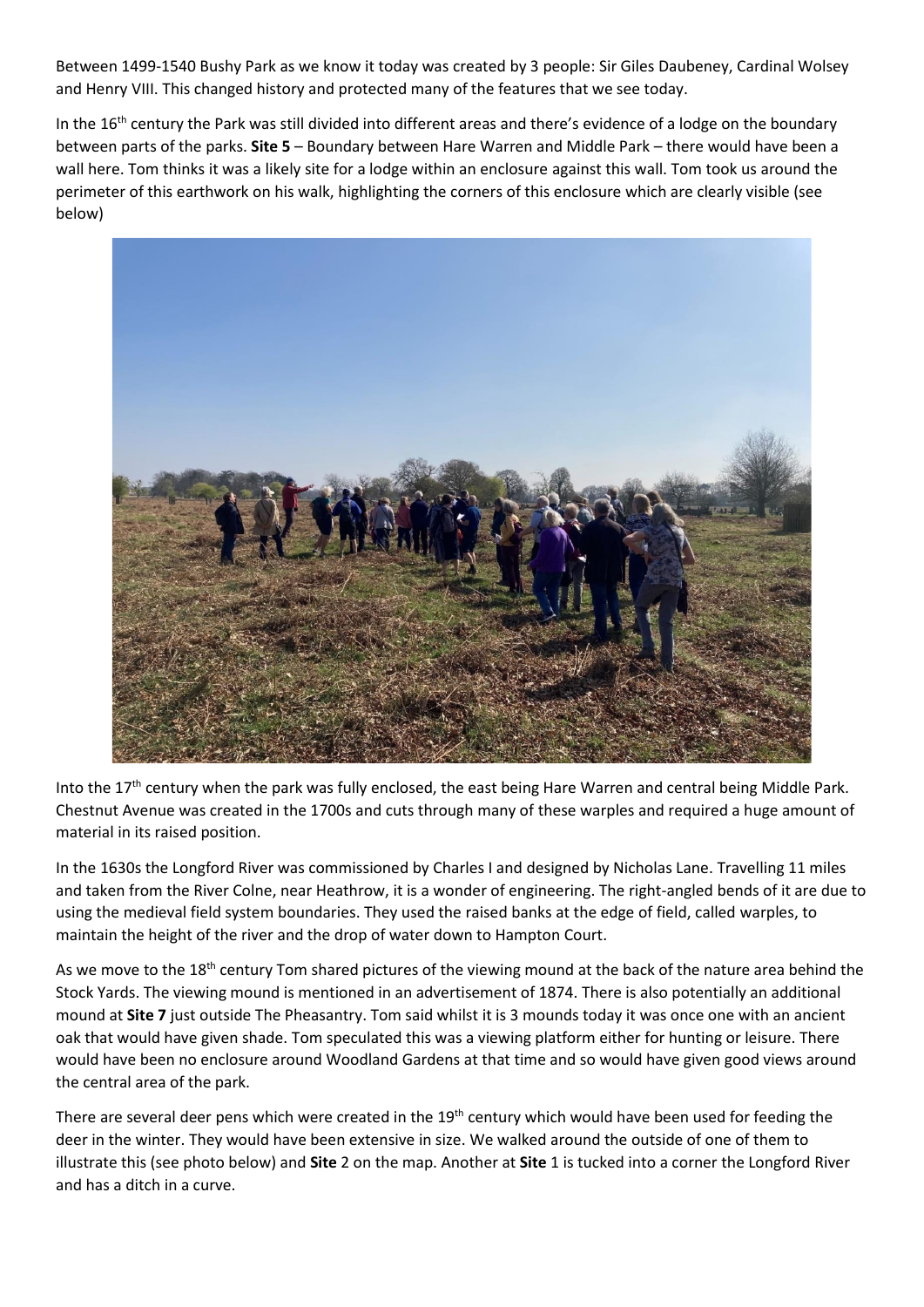Between 1499-1540 Bushy Park as we know it today was created by 3 people: Sir Giles Daubeney, Cardinal Wolsey and Henry VIII. This changed history and protected many of the features that we see today.

In the 16th century the Park was still divided into different areas and there's evidence of a lodge on the boundary between parts of the parks. **Site 5** – Boundary between Hare Warren and Middle Park – there would have been a wall here. Tom thinks it was a likely site for a lodge within an enclosure against this wall. Tom took us around the perimeter of this earthwork on his walk, highlighting the corners of this enclosure which are clearly visible (see below)

Into the 17th century when the park was fully enclosed, the east being Hare Warren and central being Middle Park. Chestnut Avenue was created in the 1700s and cuts through many of these warples and required a huge amount of material in its raised position.

In the 1630s the Longford River was commissioned by Charles I and designed by Nicholas Lane. Travelling 11 miles and taken from the River Colne, near Heathrow, it is a wonder of engineering. The right-angled bends of it are due to using the medieval field system boundaries. They used the raised banks at the edge of field, called warples, to maintain the height of the river and the drop of water down to Hampton Court.

As we move to the 18th century Tom shared pictures of the viewing mound at the back of the nature area behind the Stock Yards. The viewing mound is mentioned in an advertisement of 1874. There is also potentially an additional mound at **Site 7** just outside The Pheasantry. Tom said whilst it is 3 mounds today it was once one with an ancient oak that would have given shade. Tom speculated this was a viewing platform either for hunting or leisure. There would have been no enclosure around Woodland Gardens at that time and so would have given good views around the central area of the park.

There are several deer pens which were created in the 19th century which would have been used for feeding the deer in the winter. They would have been extensive in size. We walked around the outside of one of them to illustrate this (see photo below) and **Site** 2 on the map. Another at **Site** 1 is tucked into a corner the Longford River and has a ditch in a curve.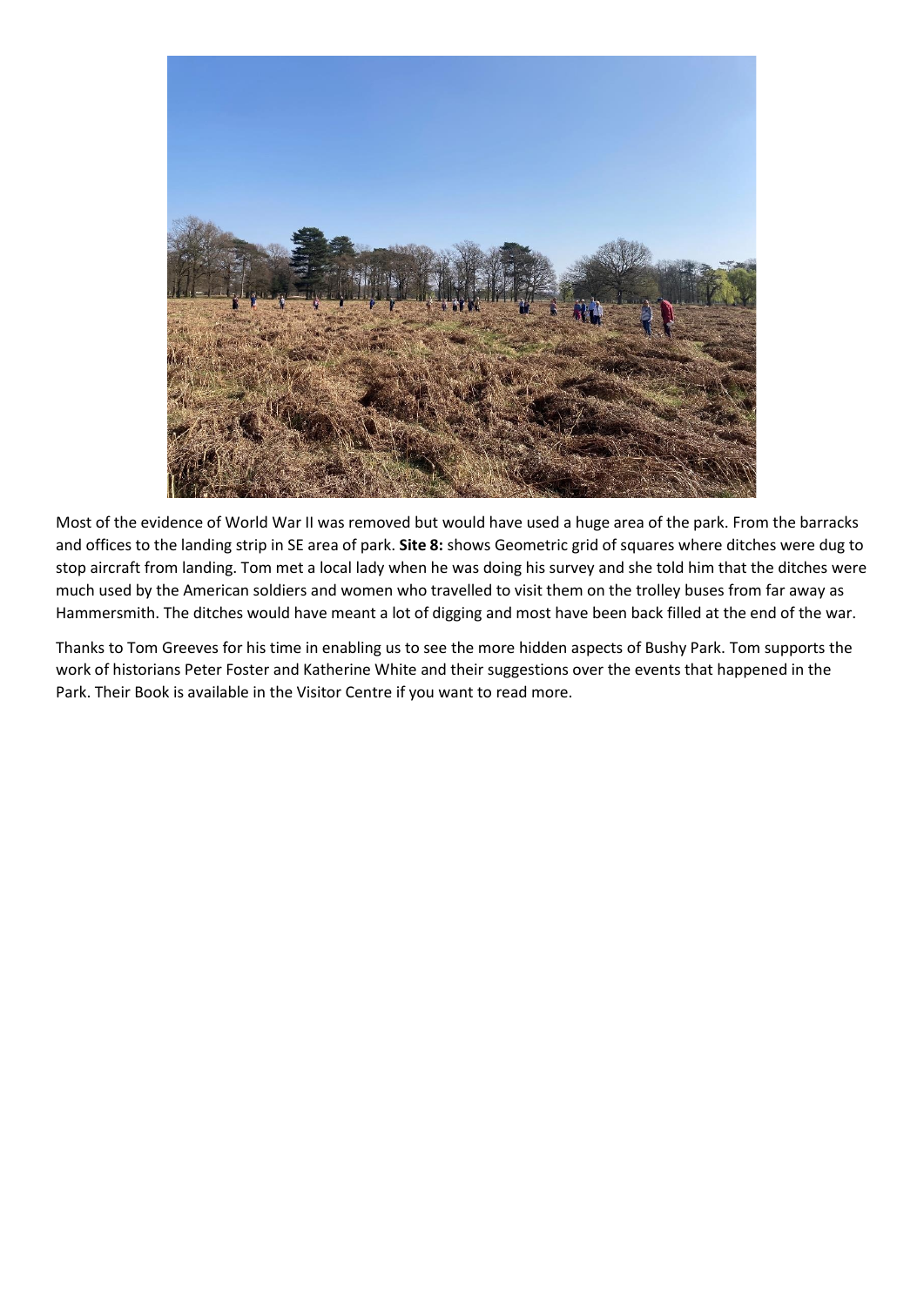Most of the evidence of World War II was removed but would have used a huge area of the park. From the barracks and offices to the landing strip in SE area of park. **Site 8:** shows Geometric grid of squares where ditches were dug to stop aircraft from landing. Tom met a local lady when he was doing his survey and she told him that the ditches were much used by the American soldiers and women who travelled to visit them on the trolley buses from far away as Hammersmith. The ditches would have meant a lot of digging and most have been back filled at the end of the war.

Thanks to Tom Greeves for his time in enabling us to see the more hidden aspects of Bushy Park. Tom supports the work of historians Peter Foster and Katherine White and their suggestions over the events that happened in the Park. Their Book is available in the Visitor Centre if you want to read more.